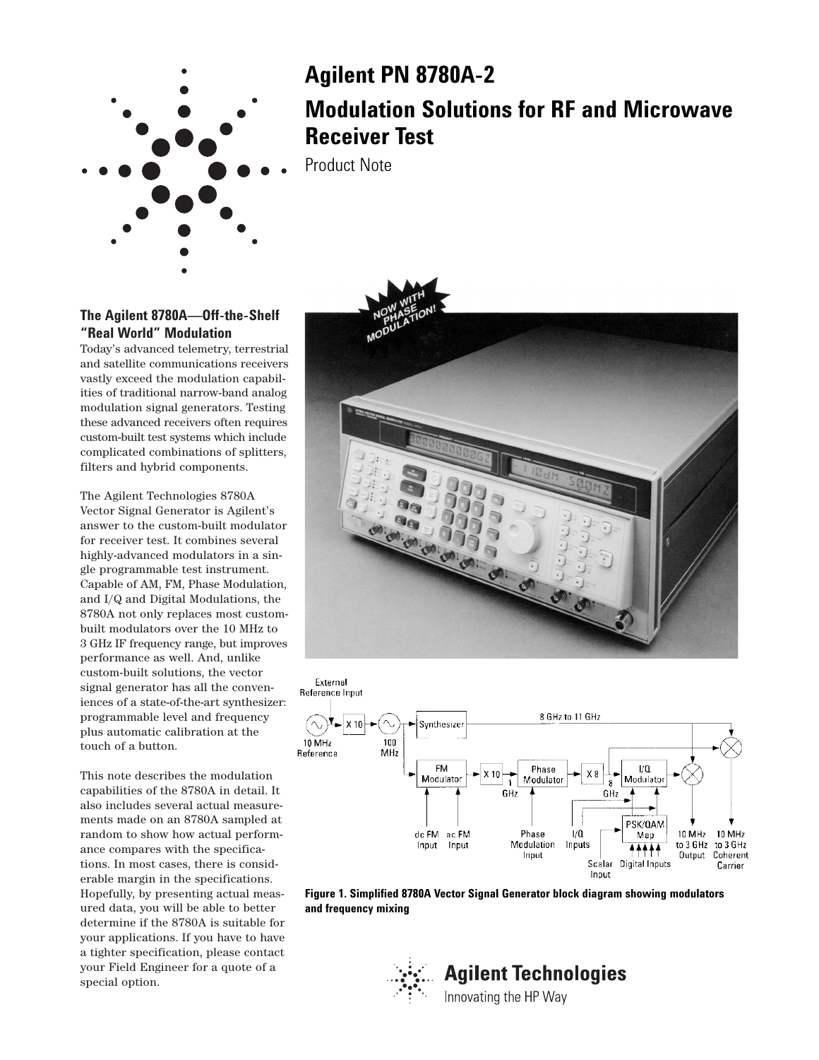# Agilent PN 8780A-2

# Modulation Solutions for RF and Microwave Receiver Test

Product Note

### The Agilent 8780A—Off-the-Shelf "Real World" Modulation

Today's advanced telemetry, terrestrial and satellite communications receivers vastly exceed the modulation capabilities of traditional narrow-band analog modulation signal generators. Testing these advanced receivers often requires custom-built test systems which include complicated combinations of splitters, filters and hybrid components.

The Agilent Technologies 8780A Vector Signal Generator is Agilent's answer to the custom-built modulator for receiver test. It combines several highly-advanced modulators in a single programmable test instrument. Capable of AM, FM, Phase Modulation, and I/Q and Digital Modulations, the 8780A not only replaces most custom-built modulators over the 10 MHz to 3 GHz IF frequency range, but improves performance as well. And, unlike custom-built solutions, the vector signal generator has all the conveniences of a state-of-the-art synthesizer: programmable level and frequency plus automatic calibration at the touch of a button.

This note describes the modulation capabilities of the 8780A in detail. It also includes several actual measurements made on an 8780A sampled at random to show how actual performance compares with the specifications. In most cases, there is considerable margin in the specifications. Hopefully, by presenting actual measured data, you will be able to better determine if the 8780A is suitable for your applications. If you have to have a tighter specification, please contact your Field Engineer for a quote of a special option.

NOW WITH PHASE MODULATION!

**Figure 1. Simplified 8780A Vector Signal Generator block diagram showing modulators and frequency mixing**

Agilent Technologies

Innovating the HP Way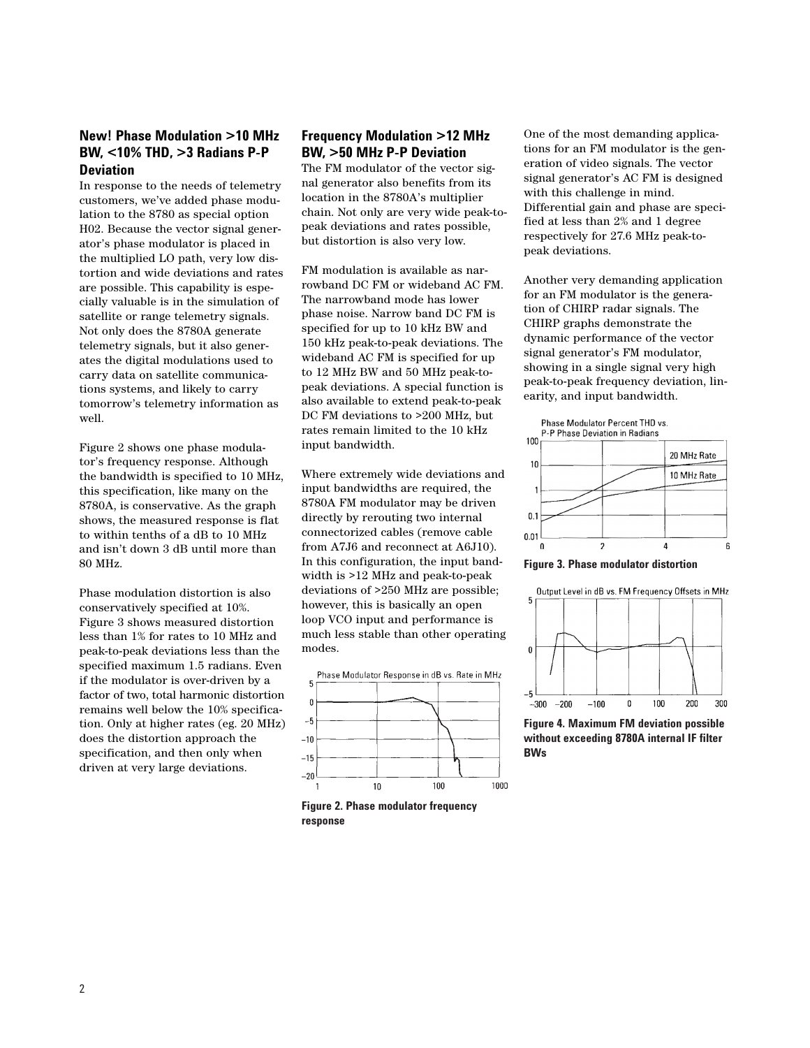## New! Phase Modulation >10 MHz BW, <10% THD, >3 Radians P-P Deviation

In response to the needs of telemetry customers, we've added phase modulation to the 8780 as special option H02. Because the vector signal generator's phase modulator is placed in the multiplied LO path, very low distortion and wide deviations and rates are possible. This capability is especially valuable is in the simulation of satellite or range telemetry signals. Not only does the 8780A generate telemetry signals, but it also generates the digital modulations used to carry data on satellite communications systems, and likely to carry tomorrow's telemetry information as well.

Figure 2 shows one phase modulator's frequency response. Although the bandwidth is specified to 10 MHz, this specification, like many on the 8780A, is conservative. As the graph shows, the measured response is flat to within tenths of a dB to 10 MHz and isn't down 3 dB until more than 80 MHz.

Phase modulation distortion is also conservatively specified at 10%. Figure 3 shows measured distortion less than 1% for rates to 10 MHz and peak-to-peak deviations less than the specified maximum 1.5 radians. Even if the modulator is over-driven by a factor of two, total harmonic distortion remains well below the 10% specification. Only at higher rates (eg. 20 MHz) does the distortion approach the specification, and then only when driven at very large deviations.

## Frequency Modulation >12 MHz BW, >50 MHz P-P Deviation

The FM modulator of the vector signal generator also benefits from its location in the 8780A's multiplier chain. Not only are very wide peak-to-peak deviations and rates possible, but distortion is also very low.

FM modulation is available as narrowband DC FM or wideband AC FM. The narrowband mode has lower phase noise. Narrow band DC FM is specified for up to 10 kHz BW and 150 kHz peak-to-peak deviations. The wideband AC FM is specified for up to 12 MHz BW and 50 MHz peak-to-peak deviations. A special function is also available to extend peak-to-peak DC FM deviations to >200 MHz, but rates remain limited to the 10 kHz input bandwidth.

Where extremely wide deviations and input bandwidths are required, the 8780A FM modulator may be driven directly by rerouting two internal connectorized cables (remove cable from A7J6 and reconnect at A6J10). In this configuration, the input bandwidth is >12 MHz and peak-to-peak deviations of >250 MHz are possible; however, this is basically an open loop VCO input and performance is much less stable than other operating modes.

Figure 2. Phase modulator frequency response

One of the most demanding applications for an FM modulator is the generation of video signals. The vector signal generator's AC FM is designed with this challenge in mind. Differential gain and phase are specified at less than 2% and 1 degree respectively for 27.6 MHz peak-to-peak deviations.

Another very demanding application for an FM modulator is the generation of CHIRP radar signals. The CHIRP graphs demonstrate the dynamic performance of the vector signal generator's FM modulator, showing in a single signal very high peak-to-peak frequency deviation, linearity, and input bandwidth.

Figure 3. Phase modulator distortion

Figure 4. Maximum FM deviation possible without exceeding 8780A internal IF filter BWs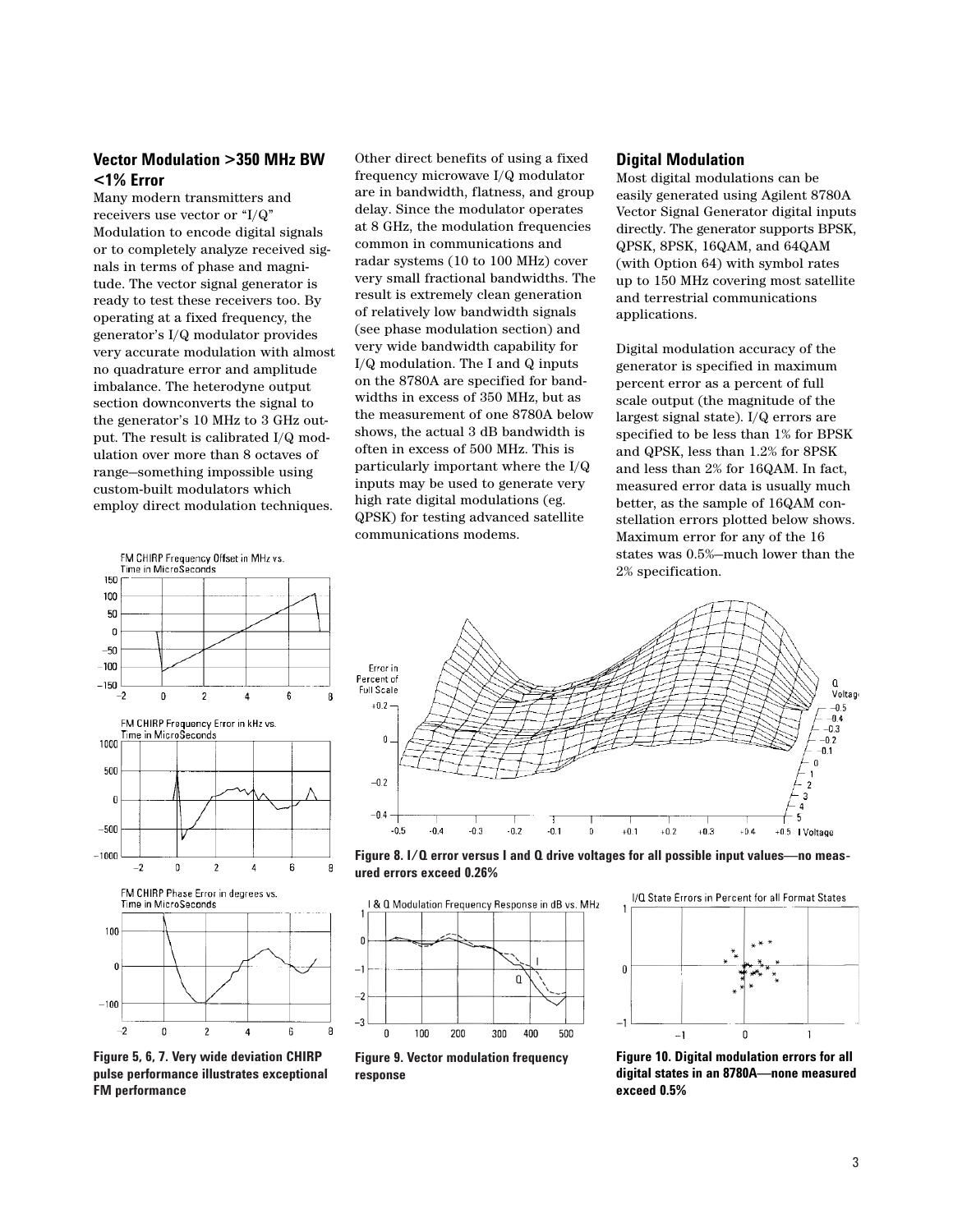## Vector Modulation >350 MHz BW <1% Error

Many modern transmitters and receivers use vector or "I/Q" Modulation to encode digital signals or to completely analyze received signals in terms of phase and magnitude. The vector signal generator is ready to test these receivers too. By operating at a fixed frequency, the generator's I/Q modulator provides very accurate modulation with almost no quadrature error and amplitude imbalance. The heterodyne output section downconverts the signal to the generator's 10 MHz to 3 GHz output. The result is calibrated I/Q modulation over more than 8 octaves of range—something impossible using custom-built modulators which employ direct modulation techniques.

Other direct benefits of using a fixed frequency microwave I/Q modulator are in bandwidth, flatness, and group delay. Since the modulator operates at 8 GHz, the modulation frequencies common in communications and radar systems (10 to 100 MHz) cover very small fractional bandwidths. The result is extremely clean generation of relatively low bandwidth signals (see phase modulation section) and very wide bandwidth capability for I/Q modulation. The I and Q inputs on the 8780A are specified for bandwidths in excess of 350 MHz, but as the measurement of one 8780A below shows, the actual 3 dB bandwidth is often in excess of 500 MHz. This is particularly important where the I/Q inputs may be used to generate very high rate digital modulations (eg. QPSK) for testing advanced satellite communications modems.

## Digital Modulation

Most digital modulations can be easily generated using Agilent 8780A Vector Signal Generator digital inputs directly. The generator supports BPSK, QPSK, 8PSK, 16QAM, and 64QAM (with Option 64) with symbol rates up to 150 MHz covering most satellite and terrestrial communications applications.

Digital modulation accuracy of the generator is specified in maximum percent error as a percent of full scale output (the magnitude of the largest signal state). I/Q errors are specified to be less than 1% for BPSK and QPSK, less than 1.2% for 8PSK and less than 2% for 16QAM. In fact, measured error data is usually much better, as the sample of 16QAM constellation errors plotted below shows. Maximum error for any of the 16 states was 0.5%—much lower than the 2% specification.

**Figure 5, 6, 7. Very wide deviation CHIRP pulse performance illustrates exceptional FM performance**

**Figure 8. I/Q error versus I and Q drive voltages for all possible input values—no measured errors exceed 0.26%**

**Figure 9. Vector modulation frequency response**

**Figure 10. Digital modulation errors for all digital states in an 8780A—none measured exceed 0.5%**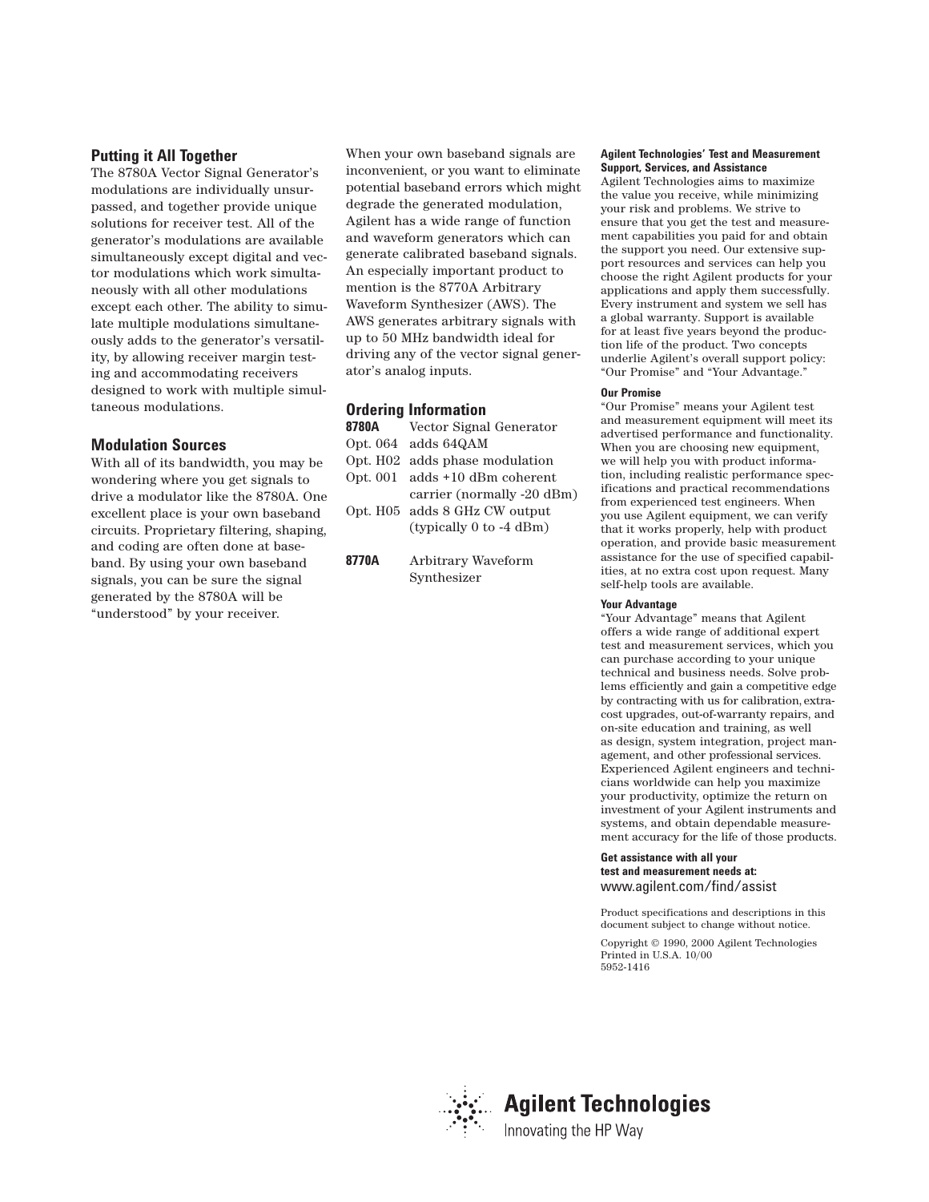## Putting it All Together

The 8780A Vector Signal Generator's modulations are individually unsurpassed, and together provide unique solutions for receiver test. All of the generator's modulations are available simultaneously except digital and vector modulations which work simultaneously with all other modulations except each other. The ability to simulate multiple modulations simultaneously adds to the generator's versatility, by allowing receiver margin testing and accommodating receivers designed to work with multiple simultaneous modulations.

## Modulation Sources

With all of its bandwidth, you may be wondering where you get signals to drive a modulator like the 8780A. One excellent place is your own baseband circuits. Proprietary filtering, shaping, and coding are often done at baseband. By using your own baseband signals, you can be sure the signal generated by the 8780A will be "understood" by your receiver.

When your own baseband signals are inconvenient, or you want to eliminate potential baseband errors which might degrade the generated modulation, Agilent has a wide range of function and waveform generators which can generate calibrated baseband signals. An especially important product to mention is the 8770A Arbitrary Waveform Synthesizer (AWS). The AWS generates arbitrary signals with up to 50 MHz bandwidth ideal for driving any of the vector signal generator's analog inputs.

## Ordering Information

| | |
|---|---|
| **8780A** | Vector Signal Generator |
| Opt. 064 | adds 64QAM |
| Opt. H02 | adds phase modulation |
| Opt. 001 | adds +10 dBm coherent carrier (normally -20 dBm) |
| Opt. H05 | adds 8 GHz CW output (typically 0 to -4 dBm) |
| **8770A** | Arbitrary Waveform Synthesizer |

#### Agilent Technologies' Test and Measurement Support, Services, and Assistance

Agilent Technologies aims to maximize the value you receive, while minimizing your risk and problems. We strive to ensure that you get the test and measurement capabilities you paid for and obtain the support you need. Our extensive support resources and services can help you choose the right Agilent products for your applications and apply them successfully. Every instrument and system we sell has a global warranty. Support is available for at least five years beyond the production life of the product. Two concepts underlie Agilent's overall support policy: "Our Promise" and "Your Advantage."

#### Our Promise

"Our Promise" means your Agilent test and measurement equipment will meet its advertised performance and functionality. When you are choosing new equipment, we will help you with product information, including realistic performance specifications and practical recommendations from experienced test engineers. When you use Agilent equipment, we can verify that it works properly, help with product operation, and provide basic measurement assistance for the use of specified capabilities, at no extra cost upon request. Many self-help tools are available.

#### Your Advantage

"Your Advantage" means that Agilent offers a wide range of additional expert test and measurement services, which you can purchase according to your unique technical and business needs. Solve problems efficiently and gain a competitive edge by contracting with us for calibration, extra-cost upgrades, out-of-warranty repairs, and on-site education and training, as well as design, system integration, project management, and other professional services. Experienced Agilent engineers and technicians worldwide can help you maximize your productivity, optimize the return on investment of your Agilent instruments and systems, and obtain dependable measurement accuracy for the life of those products.

**Get assistance with all your test and measurement needs at:**
www.agilent.com/find/assist

Product specifications and descriptions in this document subject to change without notice.

Copyright © 1990, 2000 Agilent Technologies
Printed in U.S.A. 10/00
5952-1416

**Agilent Technologies**
Innovating the HP Way